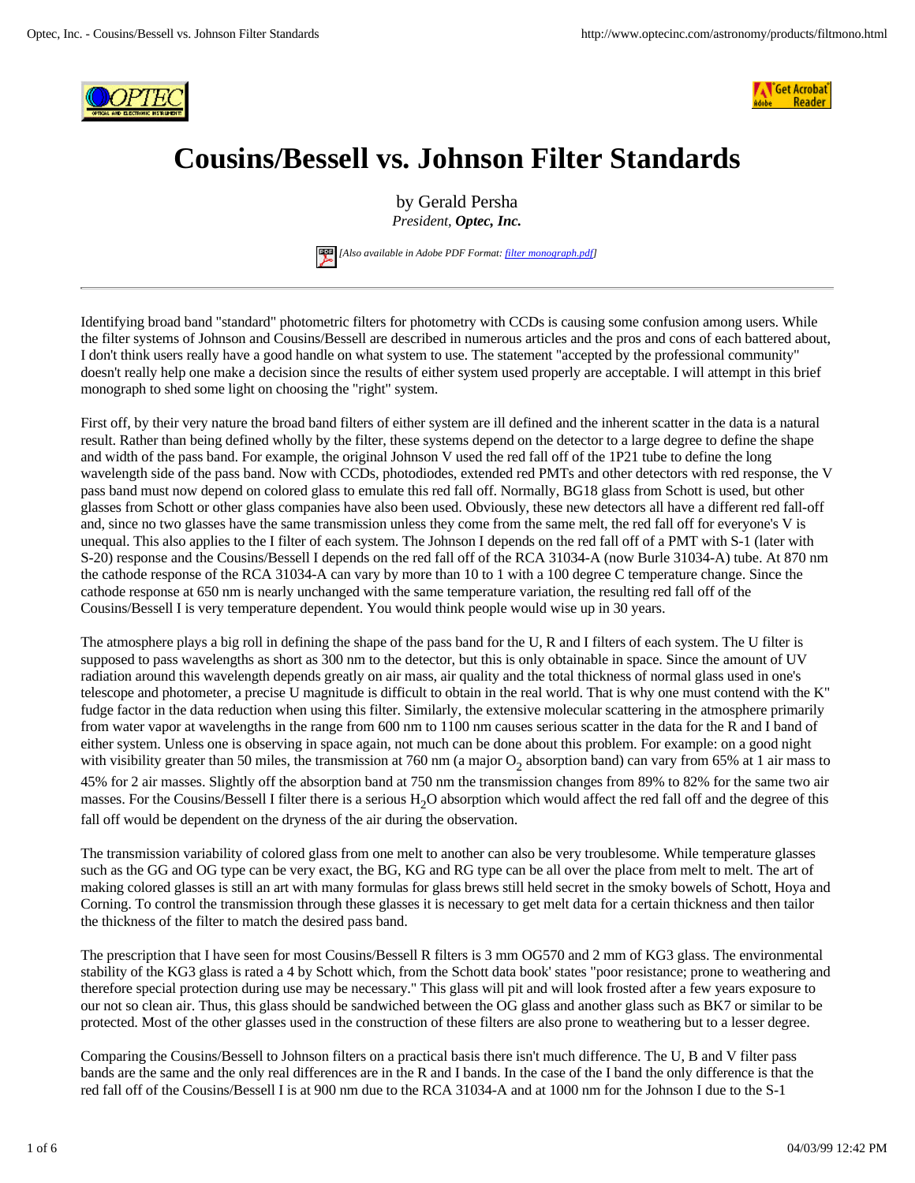# Cousins/Bessell vs. Johnson Filter Standards

by Gerald Persha
*President, **Optec, Inc.***

*[Also available in Adobe PDF Format: filter monograph.pdf]*

---

Identifying broad band "standard" photometric filters for photometry with CCDs is causing some confusion among users. While the filter systems of Johnson and Cousins/Bessell are described in numerous articles and the pros and cons of each battered about, I don't think users really have a good handle on what system to use. The statement "accepted by the professional community" doesn't really help one make a decision since the results of either system used properly are acceptable. I will attempt in this brief monograph to shed some light on choosing the "right" system.

First off, by their very nature the broad band filters of either system are ill defined and the inherent scatter in the data is a natural result. Rather than being defined wholly by the filter, these systems depend on the detector to a large degree to define the shape and width of the pass band. For example, the original Johnson V used the red fall off of the 1P21 tube to define the long wavelength side of the pass band. Now with CCDs, photodiodes, extended red PMTs and other detectors with red response, the V pass band must now depend on colored glass to emulate this red fall off. Normally, BG18 glass from Schott is used, but other glasses from Schott or other glass companies have also been used. Obviously, these new detectors all have a different red fall-off and, since no two glasses have the same transmission unless they come from the same melt, the red fall off for everyone's V is unequal. This also applies to the I filter of each system. The Johnson I depends on the red fall off of a PMT with S-1 (later with S-20) response and the Cousins/Bessell I depends on the red fall off of the RCA 31034-A (now Burle 31034-A) tube. At 870 nm the cathode response of the RCA 31034-A can vary by more than 10 to 1 with a 100 degree C temperature change. Since the cathode response at 650 nm is nearly unchanged with the same temperature variation, the resulting red fall off of the Cousins/Bessell I is very temperature dependent. You would think people would wise up in 30 years.

The atmosphere plays a big roll in defining the shape of the pass band for the U, R and I filters of each system. The U filter is supposed to pass wavelengths as short as 300 nm to the detector, but this is only obtainable in space. Since the amount of UV radiation around this wavelength depends greatly on air mass, air quality and the total thickness of normal glass used in one's telescope and photometer, a precise U magnitude is difficult to obtain in the real world. That is why one must contend with the K" fudge factor in the data reduction when using this filter. Similarly, the extensive molecular scattering in the atmosphere primarily from water vapor at wavelengths in the range from 600 nm to 1100 nm causes serious scatter in the data for the R and I band of either system. Unless one is observing in space again, not much can be done about this problem. For example: on a good night with visibility greater than 50 miles, the transmission at 760 nm (a major $O_2$ absorption band) can vary from 65% at 1 air mass to 45% for 2 air masses. Slightly off the absorption band at 750 nm the transmission changes from 89% to 82% for the same two air masses. For the Cousins/Bessell I filter there is a serious $H_2O$ absorption which would affect the red fall off and the degree of this fall off would be dependent on the dryness of the air during the observation.

The transmission variability of colored glass from one melt to another can also be very troublesome. While temperature glasses such as the GG and OG type can be very exact, the BG, KG and RG type can be all over the place from melt to melt. The art of making colored glasses is still an art with many formulas for glass brews still held secret in the smoky bowels of Schott, Hoya and Corning. To control the transmission through these glasses it is necessary to get melt data for a certain thickness and then tailor the thickness of the filter to match the desired pass band.

The prescription that I have seen for most Cousins/Bessell R filters is 3 mm OG570 and 2 mm of KG3 glass. The environmental stability of the KG3 glass is rated a 4 by Schott which, from the Schott data book' states "poor resistance; prone to weathering and therefore special protection during use may be necessary." This glass will pit and will look frosted after a few years exposure to our not so clean air. Thus, this glass should be sandwiched between the OG glass and another glass such as BK7 or similar to be protected. Most of the other glasses used in the construction of these filters are also prone to weathering but to a lesser degree.

Comparing the Cousins/Bessell to Johnson filters on a practical basis there isn't much difference. The U, B and V filter pass bands are the same and the only real differences are in the R and I bands. In the case of the I band the only difference is that the red fall off of the Cousins/Bessell I is at 900 nm due to the RCA 31034-A and at 1000 nm for the Johnson I due to the S-1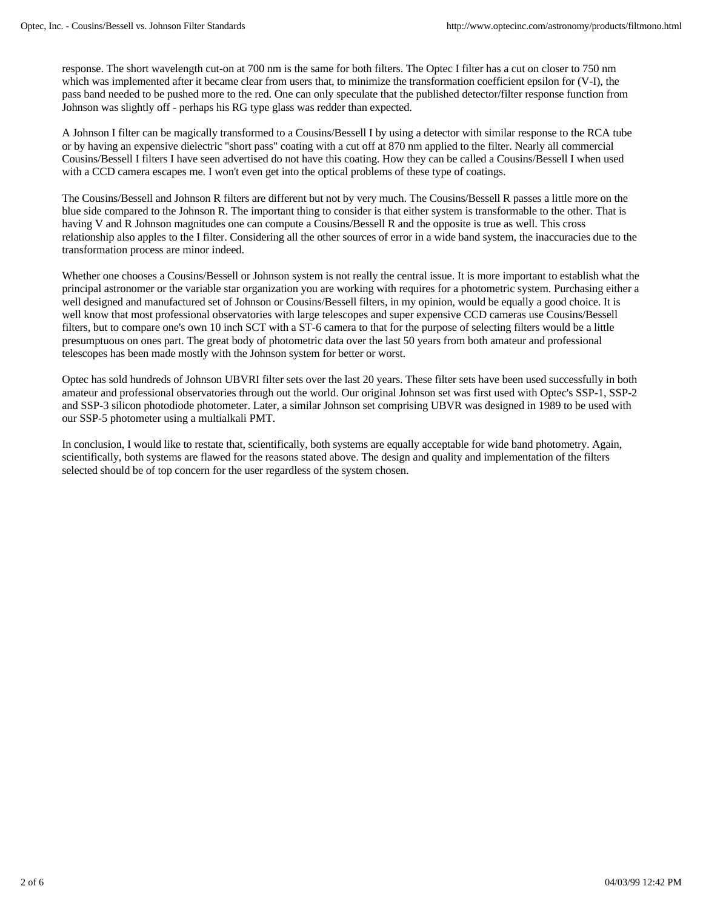response. The short wavelength cut-on at 700 nm is the same for both filters. The Optec I filter has a cut on closer to 750 nm which was implemented after it became clear from users that, to minimize the transformation coefficient epsilon for (V-I), the pass band needed to be pushed more to the red. One can only speculate that the published detector/filter response function from Johnson was slightly off - perhaps his RG type glass was redder than expected.

A Johnson I filter can be magically transformed to a Cousins/Bessell I by using a detector with similar response to the RCA tube or by having an expensive dielectric "short pass" coating with a cut off at 870 nm applied to the filter. Nearly all commercial Cousins/Bessell I filters I have seen advertised do not have this coating. How they can be called a Cousins/Bessell I when used with a CCD camera escapes me. I won't even get into the optical problems of these type of coatings.

The Cousins/Bessell and Johnson R filters are different but not by very much. The Cousins/Bessell R passes a little more on the blue side compared to the Johnson R. The important thing to consider is that either system is transformable to the other. That is having V and R Johnson magnitudes one can compute a Cousins/Bessell R and the opposite is true as well. This cross relationship also apples to the I filter. Considering all the other sources of error in a wide band system, the inaccuracies due to the transformation process are minor indeed.

Whether one chooses a Cousins/Bessell or Johnson system is not really the central issue. It is more important to establish what the principal astronomer or the variable star organization you are working with requires for a photometric system. Purchasing either a well designed and manufactured set of Johnson or Cousins/Bessell filters, in my opinion, would be equally a good choice. It is well know that most professional observatories with large telescopes and super expensive CCD cameras use Cousins/Bessell filters, but to compare one's own 10 inch SCT with a ST-6 camera to that for the purpose of selecting filters would be a little presumptuous on ones part. The great body of photometric data over the last 50 years from both amateur and professional telescopes has been made mostly with the Johnson system for better or worst.

Optec has sold hundreds of Johnson UBVRI filter sets over the last 20 years. These filter sets have been used successfully in both amateur and professional observatories through out the world. Our original Johnson set was first used with Optec's SSP-1, SSP-2 and SSP-3 silicon photodiode photometer. Later, a similar Johnson set comprising UBVR was designed in 1989 to be used with our SSP-5 photometer using a multialkali PMT.

In conclusion, I would like to restate that, scientifically, both systems are equally acceptable for wide band photometry. Again, scientifically, both systems are flawed for the reasons stated above. The design and quality and implementation of the filters selected should be of top concern for the user regardless of the system chosen.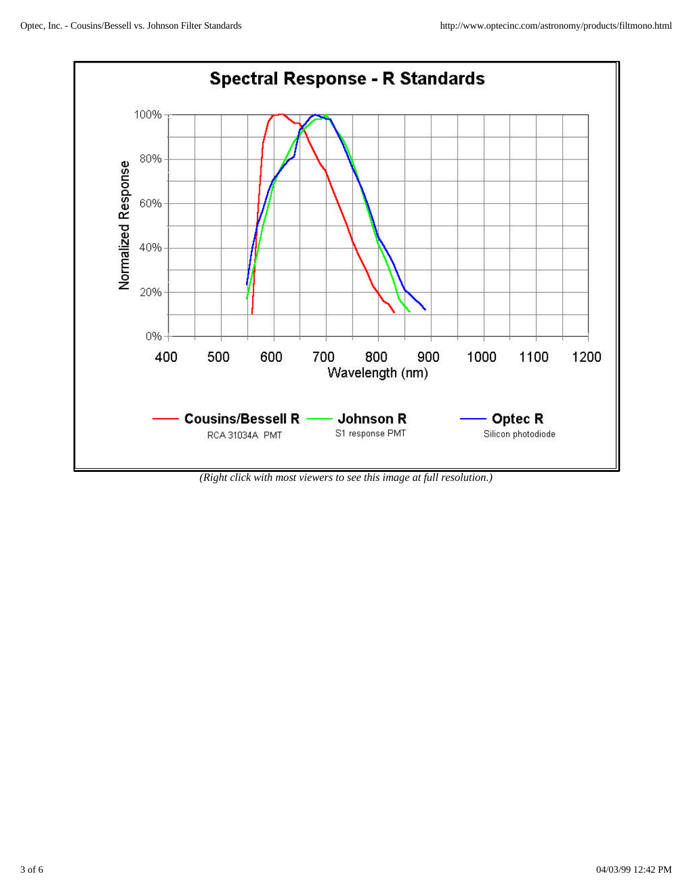## Spectral Response - R Standards

*(Right click with most viewers to see this image at full resolution.)*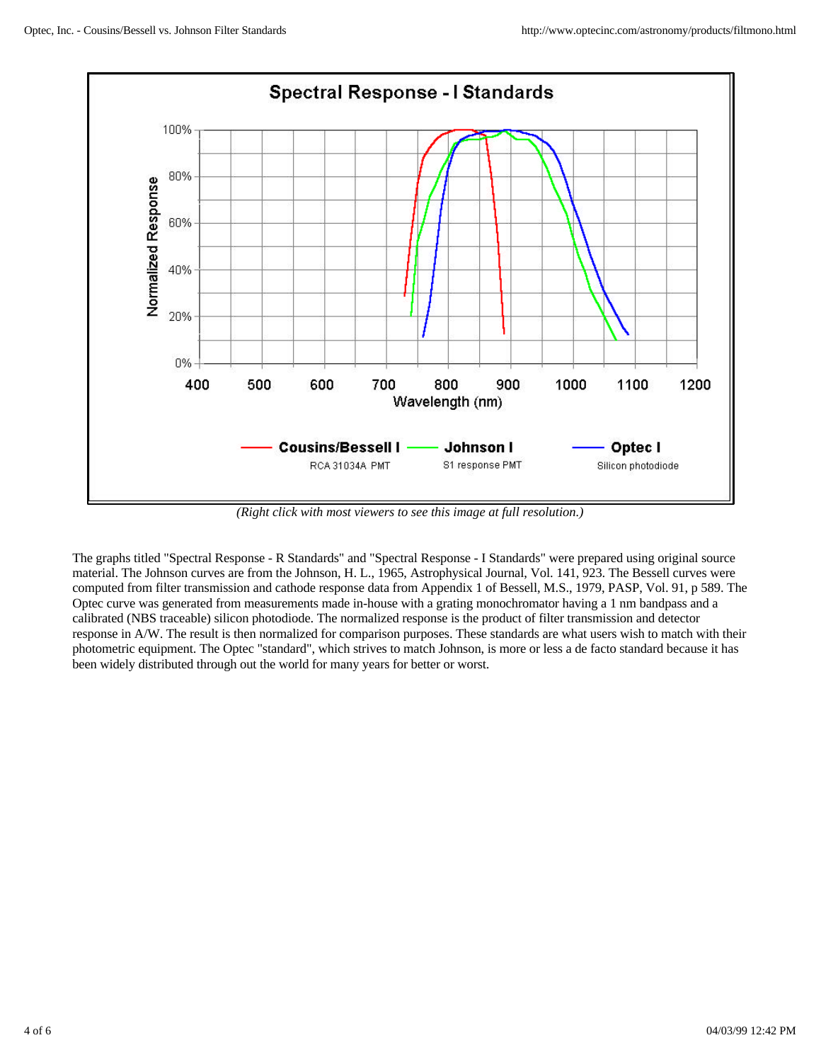*(Right click with most viewers to see this image at full resolution.)*

The graphs titled "Spectral Response - R Standards" and "Spectral Response - I Standards" were prepared using original source material. The Johnson curves are from the Johnson, H. L., 1965, Astrophysical Journal, Vol. 141, 923. The Bessell curves were computed from filter transmission and cathode response data from Appendix 1 of Bessell, M.S., 1979, PASP, Vol. 91, p 589. The Optec curve was generated from measurements made in-house with a grating monochromator having a 1 nm bandpass and a calibrated (NBS traceable) silicon photodiode. The normalized response is the product of filter transmission and detector response in A/W. The result is then normalized for comparison purposes. These standards are what users wish to match with their photometric equipment. The Optec "standard", which strives to match Johnson, is more or less a de facto standard because it has been widely distributed through out the world for many years for better or worst.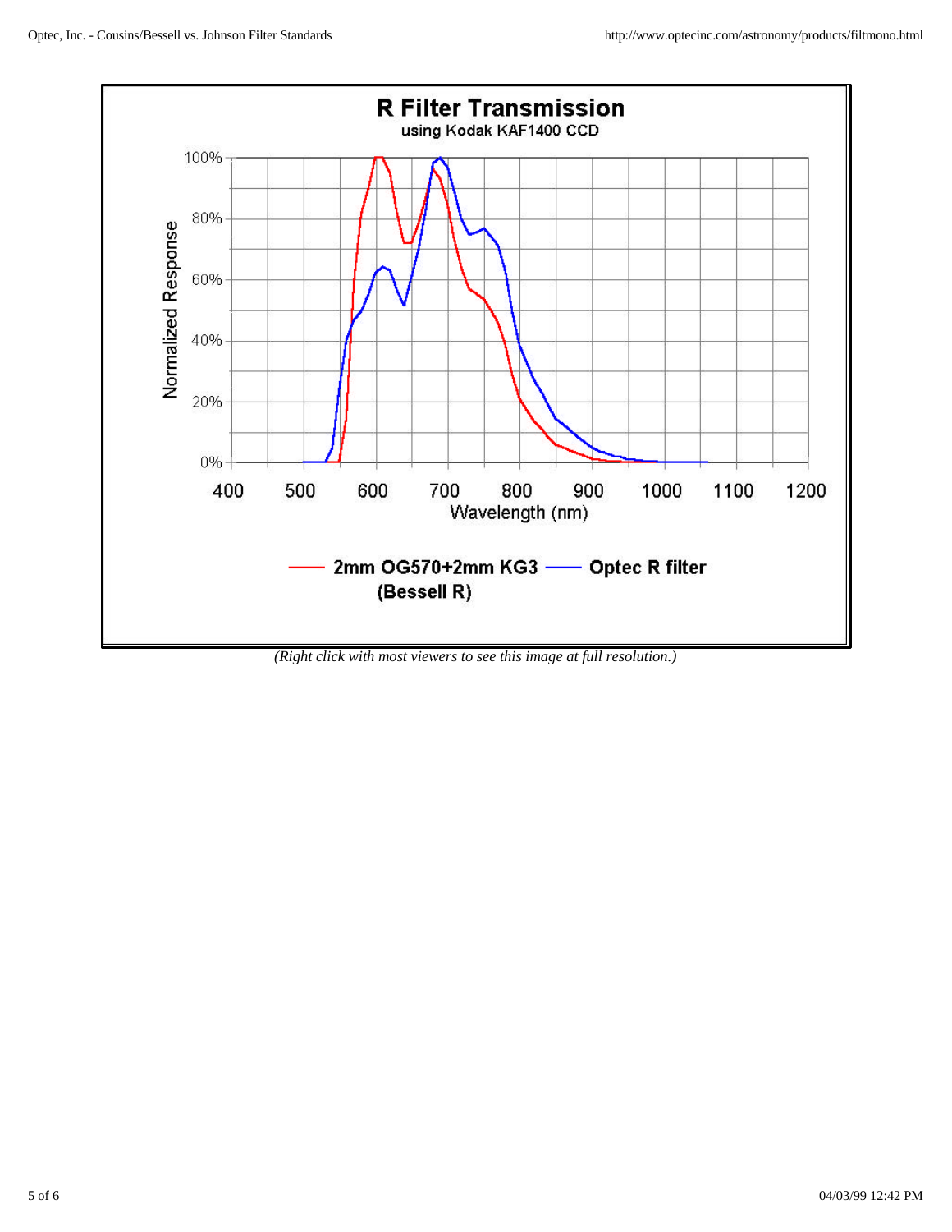**R Filter Transmission**

using Kodak KAF1400 CCD

Normalized Response (0%–100%) vs. Wavelength (nm) (400–1200)

— 2mm OG570+2mm KG3 (Bessell R) — Optec R filter

*(Right click with most viewers to see this image at full resolution.)*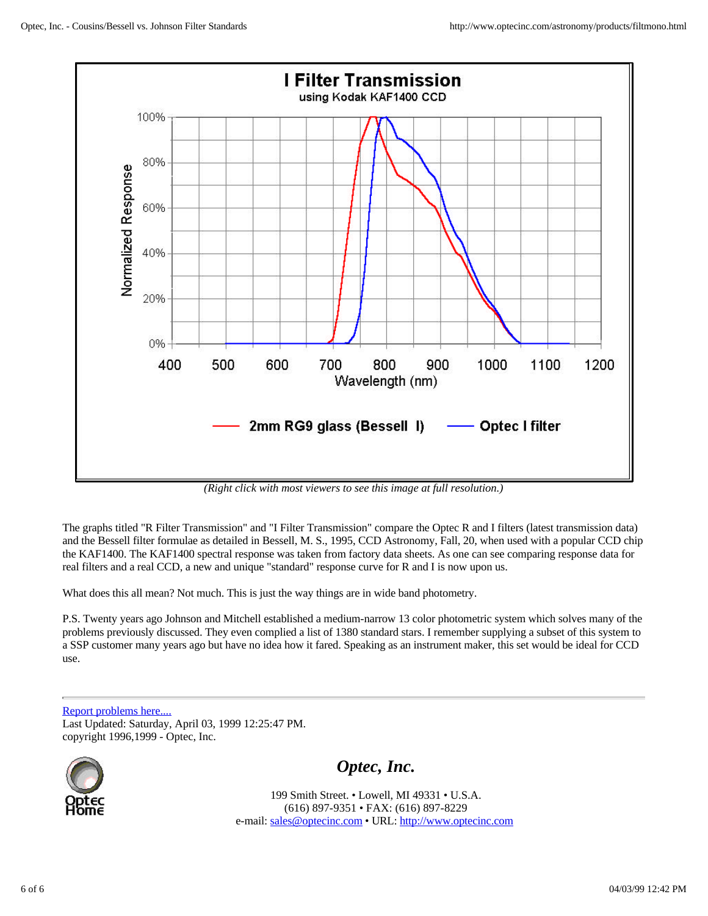I Filter Transmission

using Kodak KAF1400 CCD

100%
80%
60%
40%
20%
0%

Normalized Response

400 500 600 700 800 900 1000 1100 1200

Wavelength (nm)

2mm RG9 glass (Bessell I)
Optec I filter

*(Right click with most viewers to see this image at full resolution.)*

The graphs titled "R Filter Transmission" and "I Filter Transmission" compare the Optec R and I filters (latest transmission data) and the Bessell filter formulae as detailed in Bessell, M. S., 1995, CCD Astronomy, Fall, 20, when used with a popular CCD chip the KAF1400. The KAF1400 spectral response was taken from factory data sheets. As one can see comparing response data for real filters and a real CCD, a new and unique "standard" response curve for R and I is now upon us.

What does this all mean? Not much. This is just the way things are in wide band photometry.

P.S. Twenty years ago Johnson and Mitchell established a medium-narrow 13 color photometric system which solves many of the problems previously discussed. They even complied a list of 1380 standard stars. I remember supplying a subset of this system to a SSP customer many years ago but have no idea how it fared. Speaking as an instrument maker, this set would be ideal for CCD use.

---

[Report problems here....](mailto:sales@optecinc.com)
Last Updated: Saturday, April 03, 1999 12:25:47 PM.
copyright 1996,1999 - Optec, Inc.

Optec Home

## *Optec, Inc.*

199 Smith Street. • Lowell, MI 49331 • U.S.A.
(616) 897-9351 • FAX: (616) 897-8229
e-mail: [sales@optecinc.com](mailto:sales@optecinc.com) • URL: [http://www.optecinc.com](http://www.optecinc.com)